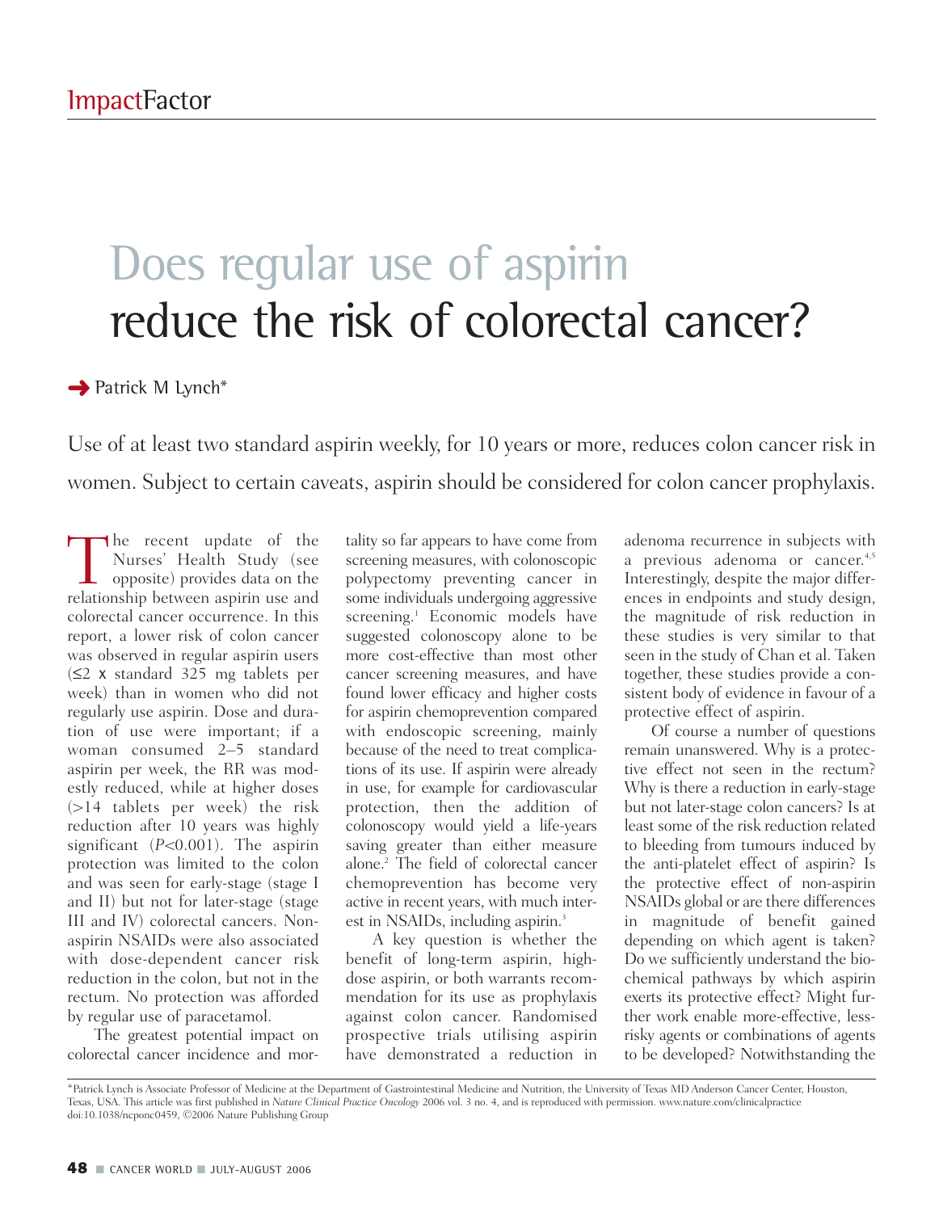ImpactFactor

# Does regular use of aspirin reduce the risk of colorectal cancer?

→ Patrick M Lynch*

Use of at least two standard aspirin weekly, for 10 years or more, reduces colon cancer risk in women. Subject to certain caveats, aspirin should be considered for colon cancer prophylaxis.

The recent update of the Nurses' Health Study (see opposite) provides data on the relationship between aspirin use and colorectal cancer occurrence. In this report, a lower risk of colon cancer was observed in regular aspirin users (≤2 x standard 325 mg tablets per week) than in women who did not regularly use aspirin. Dose and duration of use were important; if a woman consumed 2–5 standard aspirin per week, the RR was modestly reduced, while at higher doses (>14 tablets per week) the risk reduction after 10 years was highly significant ($P$<0.001). The aspirin protection was limited to the colon and was seen for early-stage (stage I and II) but not for later-stage (stage III and IV) colorectal cancers. Non-aspirin NSAIDs were also associated with dose-dependent cancer risk reduction in the colon, but not in the rectum. No protection was afforded by regular use of paracetamol.

The greatest potential impact on colorectal cancer incidence and mortality so far appears to have come from screening measures, with colonoscopic polypectomy preventing cancer in some individuals undergoing aggressive screening.[1] Economic models have suggested colonoscopy alone to be more cost-effective than most other cancer screening measures, and have found lower efficacy and higher costs for aspirin chemoprevention compared with endoscopic screening, mainly because of the need to treat complications of its use. If aspirin were already in use, for example for cardiovascular protection, then the addition of colonoscopy would yield a life-years saving greater than either measure alone.[2] The field of colorectal cancer chemoprevention has become very active in recent years, with much interest in NSAIDs, including aspirin.[3]

A key question is whether the benefit of long-term aspirin, high-dose aspirin, or both warrants recommendation for its use as prophylaxis against colon cancer. Randomised prospective trials utilising aspirin have demonstrated a reduction in adenoma recurrence in subjects with a previous adenoma or cancer.[4,5] Interestingly, despite the major differences in endpoints and study design, the magnitude of risk reduction in these studies is very similar to that seen in the study of Chan et al. Taken together, these studies provide a consistent body of evidence in favour of a protective effect of aspirin.

Of course a number of questions remain unanswered. Why is a protective effect not seen in the rectum? Why is there a reduction in early-stage but not later-stage colon cancers? Is at least some of the risk reduction related to bleeding from tumours induced by the anti-platelet effect of aspirin? Is the protective effect of non-aspirin NSAIDs global or are there differences in magnitude of benefit gained depending on which agent is taken? Do we sufficiently understand the biochemical pathways by which aspirin exerts its protective effect? Might further work enable more-effective, less-risky agents or combinations of agents to be developed? Notwithstanding the

*Patrick Lynch is Associate Professor of Medicine at the Department of Gastrointestinal Medicine and Nutrition, the University of Texas MD Anderson Cancer Center, Houston, Texas, USA. This article was first published in *Nature Clinical Practice Oncology* 2006 vol. 3 no. 4, and is reproduced with permission. www.nature.com/clinicalpractice doi:10.1038/ncponc0459, ©2006 Nature Publishing Group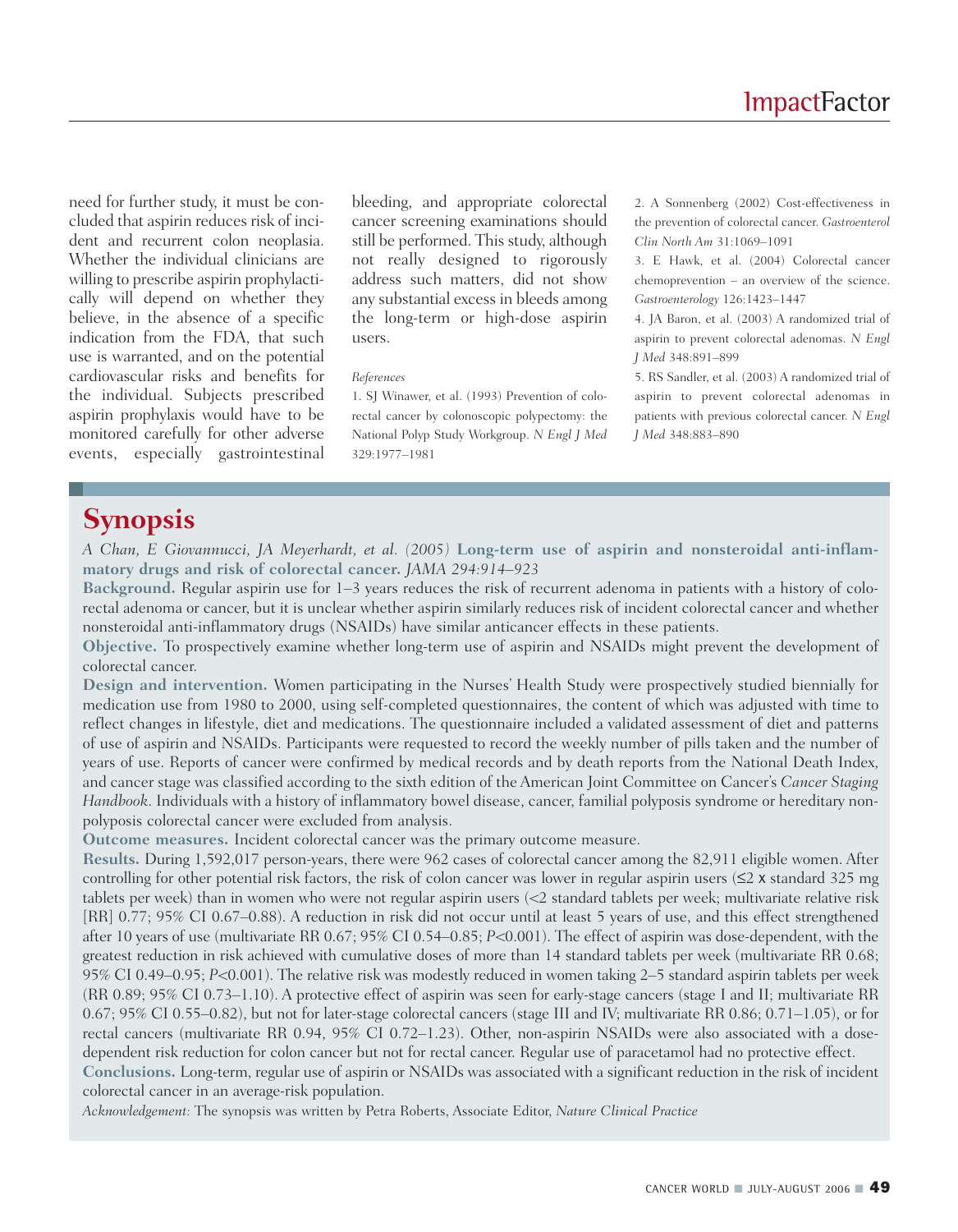need for further study, it must be concluded that aspirin reduces risk of incident and recurrent colon neoplasia. Whether the individual clinicians are willing to prescribe aspirin prophylactically will depend on whether they believe, in the absence of a specific indication from the FDA, that such use is warranted, and on the potential cardiovascular risks and benefits for the individual. Subjects prescribed aspirin prophylaxis would have to be monitored carefully for other adverse events, especially gastrointestinal bleeding, and appropriate colorectal cancer screening examinations should still be performed. This study, although not really designed to rigorously address such matters, did not show any substantial excess in bleeds among the long-term or high-dose aspirin users.

*References*

1. SJ Winawer, et al. (1993) Prevention of colorectal cancer by colonoscopic polypectomy: the National Polyp Study Workgroup. *N Engl J Med* 329:1977–1981
2. A Sonnenberg (2002) Cost-effectiveness in the prevention of colorectal cancer. *Gastroenterol Clin North Am* 31:1069–1091
3. E Hawk, et al. (2004) Colorectal cancer chemoprevention – an overview of the science. *Gastroenterology* 126:1423–1447
4. JA Baron, et al. (2003) A randomized trial of aspirin to prevent colorectal adenomas. *N Engl J Med* 348:891–899
5. RS Sandler, et al. (2003) A randomized trial of aspirin to prevent colorectal adenomas in patients with previous colorectal cancer. *N Engl J Med* 348:883–890

## Synopsis

*A Chan, E Giovannucci, JA Meyerhardt, et al. (2005)* **Long-term use of aspirin and nonsteroidal anti-inflammatory drugs and risk of colorectal cancer.** *JAMA 294:914–923*

**Background.** Regular aspirin use for 1–3 years reduces the risk of recurrent adenoma in patients with a history of colorectal adenoma or cancer, but it is unclear whether aspirin similarly reduces risk of incident colorectal cancer and whether nonsteroidal anti-inflammatory drugs (NSAIDs) have similar anticancer effects in these patients.

**Objective.** To prospectively examine whether long-term use of aspirin and NSAIDs might prevent the development of colorectal cancer.

**Design and intervention.** Women participating in the Nurses' Health Study were prospectively studied biennially for medication use from 1980 to 2000, using self-completed questionnaires, the content of which was adjusted with time to reflect changes in lifestyle, diet and medications. The questionnaire included a validated assessment of diet and patterns of use of aspirin and NSAIDs. Participants were requested to record the weekly number of pills taken and the number of years of use. Reports of cancer were confirmed by medical records and by death reports from the National Death Index, and cancer stage was classified according to the sixth edition of the American Joint Committee on Cancer's *Cancer Staging Handbook*. Individuals with a history of inflammatory bowel disease, cancer, familial polyposis syndrome or hereditary nonpolyposis colorectal cancer were excluded from analysis.

**Outcome measures.** Incident colorectal cancer was the primary outcome measure.

**Results.** During 1,592,017 person-years, there were 962 cases of colorectal cancer among the 82,911 eligible women. After controlling for other potential risk factors, the risk of colon cancer was lower in regular aspirin users (≤2 x standard 325 mg tablets per week) than in women who were not regular aspirin users (<2 standard tablets per week; multivariate relative risk [RR] 0.77; 95% CI 0.67–0.88). A reduction in risk did not occur until at least 5 years of use, and this effect strengthened after 10 years of use (multivariate RR 0.67; 95% CI 0.54–0.85; $P$<0.001). The effect of aspirin was dose-dependent, with the greatest reduction in risk achieved with cumulative doses of more than 14 standard tablets per week (multivariate RR 0.68; 95% CI 0.49–0.95; $P$<0.001). The relative risk was modestly reduced in women taking 2–5 standard aspirin tablets per week (RR 0.89; 95% CI 0.73–1.10). A protective effect of aspirin was seen for early-stage cancers (stage I and II; multivariate RR 0.67; 95% CI 0.55–0.82), but not for later-stage colorectal cancers (stage III and IV; multivariate RR 0.86; 0.71–1.05), or for rectal cancers (multivariate RR 0.94, 95% CI 0.72–1.23). Other, non-aspirin NSAIDs were also associated with a dose-dependent risk reduction for colon cancer but not for rectal cancer. Regular use of paracetamol had no protective effect.

**Conclusions.** Long-term, regular use of aspirin or NSAIDs was associated with a significant reduction in the risk of incident colorectal cancer in an average-risk population.

*Acknowledgement:* The synopsis was written by Petra Roberts, Associate Editor, *Nature Clinical Practice*